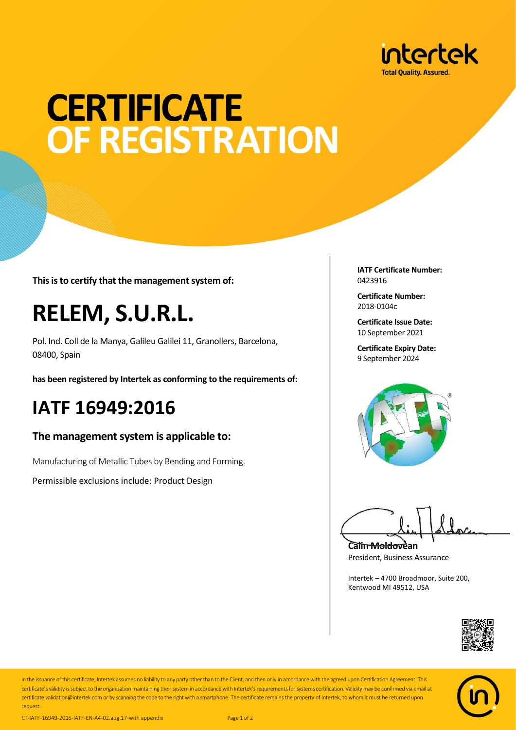intertek
Total Quality. Assured.

# CERTIFICATE OF REGISTRATION

**This is to certify that the management system of:**

# RELEM, S.U.R.L.

Pol. Ind. Coll de la Manya, Galileu Galilei 11, Granollers, Barcelona, 08400, Spain

**has been registered by Intertek as conforming to the requirements of:**

## IATF 16949:2016

### The management system is applicable to:

Manufacturing of Metallic Tubes by Bending and Forming.

Permissible exclusions include: Product Design

**IATF Certificate Number:**
0423916

**Certificate Number:**
2018-0104c

**Certificate Issue Date:**
10 September 2021

**Certificate Expiry Date:**
9 September 2024

**Calin Moldovean**
President, Business Assurance

Intertek – 4700 Broadmoor, Suite 200, Kentwood MI 49512, USA

In the issuance of this certificate, Intertek assumes no liability to any party other than to the Client, and then only in accordance with the agreed upon Certification Agreement. This certificate's validity is subject to the organisation maintaining their system in accordance with Intertek's requirements for systems certification. Validity may be confirmed via email at certificate.validation@intertek.com or by scanning the code to the right with a smartphone. The certificate remains the property of Intertek, to whom it must be returned upon request.

CT-IATF-16949-2016-IATF-EN-A4-02.aug.17-with appendix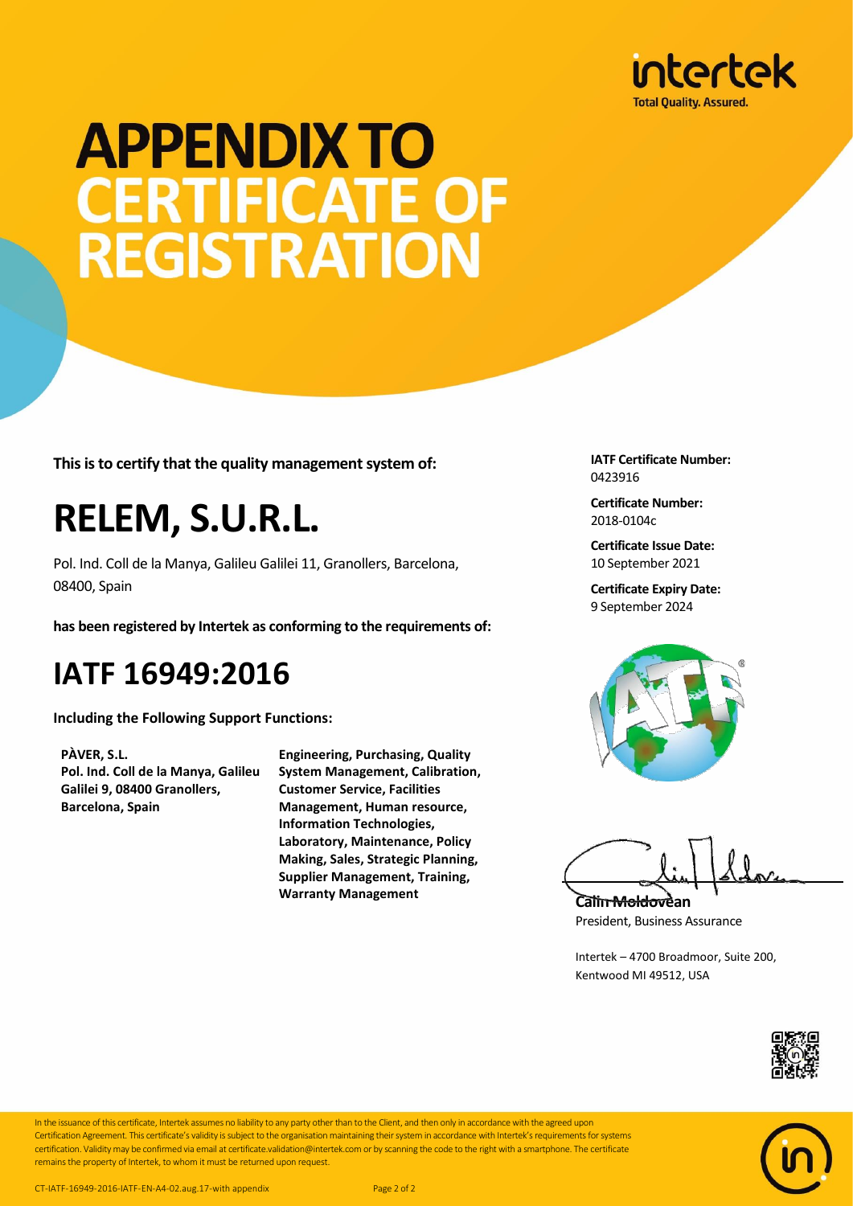intertek
Total Quality. Assured.

# APPENDIX TO CERTIFICATE OF REGISTRATION

**This is to certify that the quality management system of:**

# RELEM, S.U.R.L.

Pol. Ind. Coll de la Manya, Galileu Galilei 11, Granollers, Barcelona, 08400, Spain

**has been registered by Intertek as conforming to the requirements of:**

## IATF 16949:2016

**Including the Following Support Functions:**

| | |
|---|---|
| **PÀVER, S.L.**<br>**Pol. Ind. Coll de la Manya, Galileu Galilei 9, 08400 Granollers, Barcelona, Spain** | **Engineering, Purchasing, Quality System Management, Calibration, Customer Service, Facilities Management, Human resource, Information Technologies, Laboratory, Maintenance, Policy Making, Sales, Strategic Planning, Supplier Management, Training, Warranty Management** |

**IATF Certificate Number:**
0423916

**Certificate Number:**
2018-0104c

**Certificate Issue Date:**
10 September 2021

**Certificate Expiry Date:**
9 September 2024

**Calin Moldovean**
President, Business Assurance

Intertek – 4700 Broadmoor, Suite 200,
Kentwood MI 49512, USA

In the issuance of this certificate, Intertek assumes no liability to any party other than to the Client, and then only in accordance with the agreed upon Certification Agreement. This certificate's validity is subject to the organisation maintaining their system in accordance with Intertek's requirements for systems certification. Validity may be confirmed via email at certificate.validation@intertek.com or by scanning the code to the right with a smartphone. The certificate remains the property of Intertek, to whom it must be returned upon request.

CT-IATF-16949-2016-IATF-EN-A4-02.aug.17-with appendix